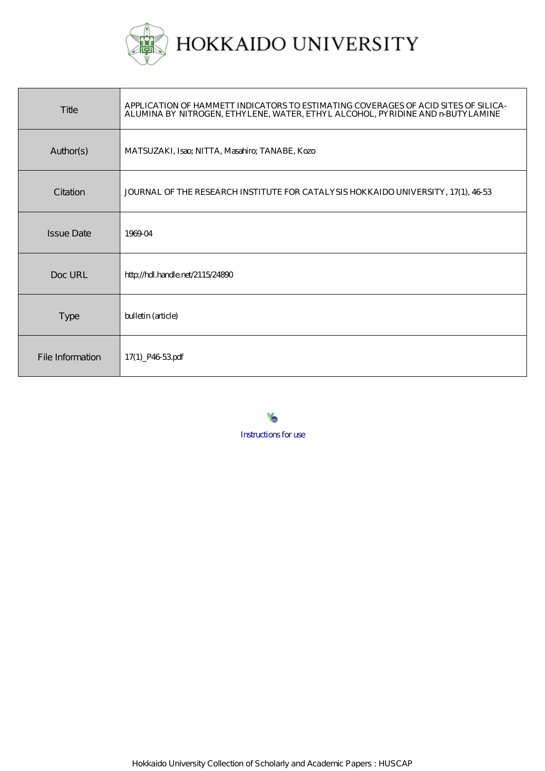# HOKKAIDO UNIVERSITY

| Title | APPLICATION OF HAMMETT INDICATORS TO ESTIMATING COVERAGES OF ACID SITES OF SILICA-ALUMINA BY NITROGEN, ETHYLENE, WATER, ETHYL ALCOHOL, PYRIDINE AND n-BUTYLAMINE |
|---|---|
| Author(s) | MATSUZAKI, Isao; NITTA, Masahiro; TANABE, Kozo |
| Citation | JOURNAL OF THE RESEARCH INSTITUTE FOR CATALYSIS HOKKAIDO UNIVERSITY, 17(1), 46-53 |
| Issue Date | 1969-04 |
| Doc URL | http://hdl.handle.net/2115/24890 |
| Type | bulletin (article) |
| File Information | 17(1)_P46-53.pdf |

Instructions for use

Hokkaido University Collection of Scholarly and Academic Papers : HUSCAP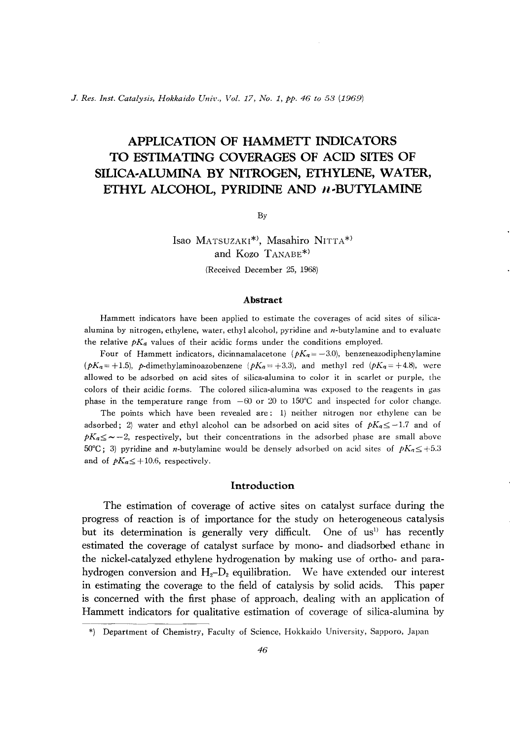# APPLICATION OF HAMMETT INDICATORS TO ESTIMATING COVERAGES OF ACID SITES OF SILICA-ALUMINA BY NITROGEN, ETHYLENE, WATER, ETHYL ALCOHOL, PYRIDINE AND *n*-BUTYLAMINE

By

Isao MATSUZAKI*), Masahiro NITTA*) and Kozo TANABE*)

(Received December 25, 1968)

### Abstract

Hammett indicators have been applied to estimate the coverages of acid sites of silica-alumina by nitrogen, ethylene, water, ethyl alcohol, pyridine and *n*-butylamine and to evaluate the relative $pK_a$ values of their acidic forms under the conditions employed.

Four of Hammett indicators, dicinnamalacetone ($pK_a = -3.0$), benzeneazodiphenylamine ($pK_a = +1.5$), *p*-dimethylaminoazobenzene ($pK_a = +3.3$), and methyl red ($pK_a = +4.8$), were allowed to be adsorbed on acid sites of silica-alumina to color it in scarlet or purple, the colors of their acidic forms. The colored silica-alumina was exposed to the reagents in gas phase in the temperature range from $-60$ or 20 to 150°C and inspected for color change.

The points which have been revealed are: 1) neither nitrogen nor ethylene can be adsorbed; 2) water and ethyl alcohol can be adsorbed on acid sites of $pK_a \leq -1.7$ and of $pK_a \leq \sim -2$, respectively, but their concentrations in the adsorbed phase are small above 50°C; 3) pyridine and *n*-butylamine would be densely adsorbed on acid sites of $pK_a \leq +5.3$ and of $pK_a \leq +10.6$, respectively.

## Introduction

The estimation of coverage of active sites on catalyst surface during the progress of reaction is of importance for the study on heterogeneous catalysis but its determination is generally very difficult. One of us[1] has recently estimated the coverage of catalyst surface by mono- and diadsorbed ethane in the nickel-catalyzed ethylene hydrogenation by making use of ortho- and para-hydrogen conversion and $H_2$–$D_2$ equilibration. We have extended our interest in estimating the coverage to the field of catalysis by solid acids. This paper is concerned with the first phase of approach, dealing with an application of Hammett indicators for qualitative estimation of coverage of silica-alumina by

*) Department of Chemistry, Faculty of Science, Hokkaido University, Sapporo, Japan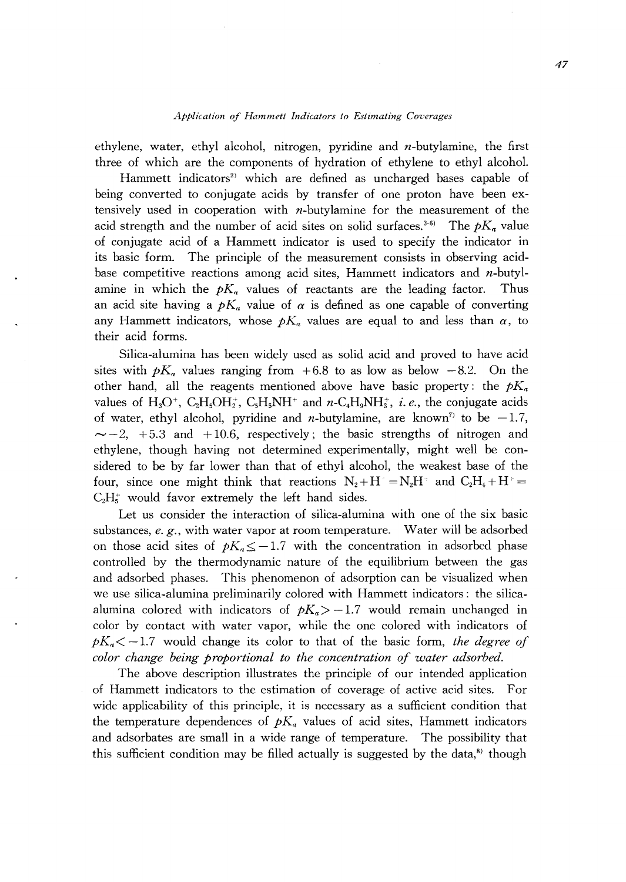ethylene, water, ethyl alcohol, nitrogen, pyridine and *n*-butylamine, the first three of which are the components of hydration of ethylene to ethyl alcohol.

Hammett indicators[2] which are defined as uncharged bases capable of being converted to conjugate acids by transfer of one proton have been extensively used in cooperation with *n*-butylamine for the measurement of the acid strength and the number of acid sites on solid surfaces.[3-6] The $pK_a$ value of conjugate acid of a Hammett indicator is used to specify the indicator in its basic form. The principle of the measurement consists in observing acid-base competitive reactions among acid sites, Hammett indicators and *n*-butylamine in which the $pK_a$ values of reactants are the leading factor. Thus an acid site having a $pK_a$ value of $\alpha$ is defined as one capable of converting any Hammett indicators, whose $pK_a$ values are equal to and less than $\alpha$, to their acid forms.

Silica-alumina has been widely used as solid acid and proved to have acid sites with $pK_a$ values ranging from $+6.8$ to as low as below $-8.2$. On the other hand, all the reagents mentioned above have basic property: the $pK_a$ values of $H_3O^+$, $C_2H_5OH_2^+$, $C_5H_5NH^+$ and $n$-$C_4H_9NH_3^+$, *i.e.*, the conjugate acids of water, ethyl alcohol, pyridine and *n*-butylamine, are known[7] to be $-1.7$, $\sim -2$, $+5.3$ and $+10.6$, respectively; the basic strengths of nitrogen and ethylene, though having not determined experimentally, might well be considered to be by far lower than that of ethyl alcohol, the weakest base of the four, since one might think that reactions $N_2 + H^+ = N_2H^+$ and $C_2H_4 + H^+ = C_2H_5^+$ would favor extremely the left hand sides.

Let us consider the interaction of silica-alumina with one of the six basic substances, *e.g.*, with water vapor at room temperature. Water will be adsorbed on those acid sites of $pK_a \leq -1.7$ with the concentration in adsorbed phase controlled by the thermodynamic nature of the equilibrium between the gas and adsorbed phases. This phenomenon of adsorption can be visualized when we use silica-alumina preliminarily colored with Hammett indicators: the silica-alumina colored with indicators of $pK_a > -1.7$ would remain unchanged in color by contact with water vapor, while the one colored with indicators of $pK_a < -1.7$ would change its color to that of the basic form, *the degree of color change being proportional to the concentration of water adsorbed.*

The above description illustrates the principle of our intended application of Hammett indicators to the estimation of coverage of active acid sites. For wide applicability of this principle, it is necessary as a sufficient condition that the temperature dependences of $pK_a$ values of acid sites, Hammett indicators and adsorbates are small in a wide range of temperature. The possibility that this sufficient condition may be filled actually is suggested by the data,[8] though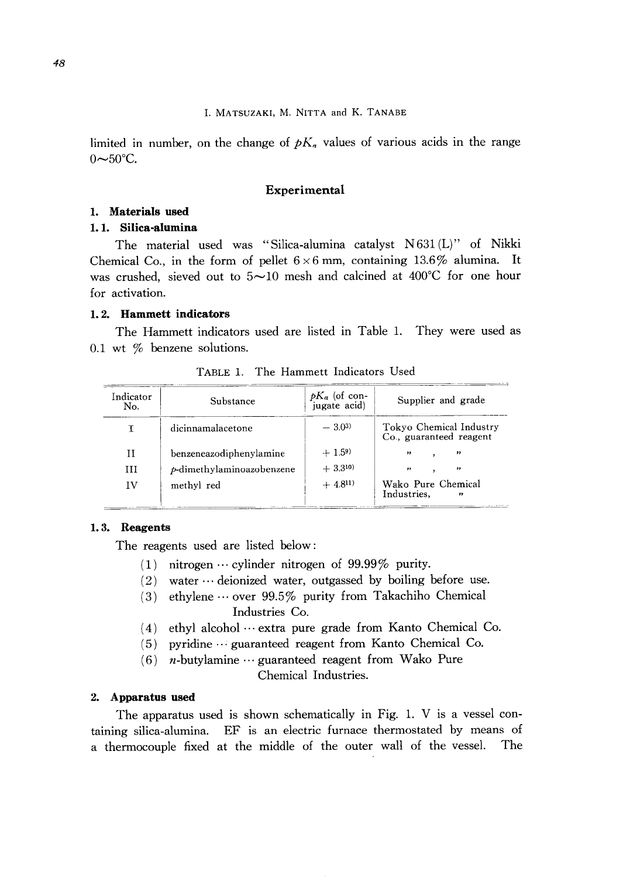limited in number, on the change of $pK_a$ values of various acids in the range 0~50°C.

## Experimental

### 1. Materials used

#### 1.1. Silica-alumina

The material used was "Silica-alumina catalyst N631(L)" of Nikki Chemical Co., in the form of pellet 6×6 mm, containing 13.6% alumina. It was crushed, sieved out to 5~10 mesh and calcined at 400°C for one hour for activation.

#### 1.2. Hammett indicators

The Hammett indicators used are listed in Table 1. They were used as 0.1 wt % benzene solutions.

TABLE 1. The Hammett Indicators Used

| Indicator No. | Substance | $pK_a$ (of conjugate acid) | Supplier and grade |
|---|---|---|---|
| I | dicinnamalacetone | − 3.0[3] | Tokyo Chemical Industry Co., guaranteed reagent |
| II | benzeneazodiphenylamine | + 1.5[9] | 〃 , 〃 |
| III | *p*-dimethylaminoazobenzene | + 3.3[10] | 〃 , 〃 |
| IV | methyl red | + 4.8[11] | Wako Pure Chemical Industries, 〃 |

#### 1.3. Reagents

The reagents used are listed below:

(1) nitrogen ··· cylinder nitrogen of 99.99% purity.
(2) water ··· deionized water, outgassed by boiling before use.
(3) ethylene ··· over 99.5% purity from Takachiho Chemical Industries Co.
(4) ethyl alcohol ··· extra pure grade from Kanto Chemical Co.
(5) pyridine ··· guaranteed reagent from Kanto Chemical Co.
(6) *n*-butylamine ··· guaranteed reagent from Wako Pure Chemical Industries.

### 2. Apparatus used

The apparatus used is shown schematically in Fig. 1. V is a vessel containing silica-alumina. EF is an electric furnace thermostated by means of a thermocouple fixed at the middle of the outer wall of the vessel. The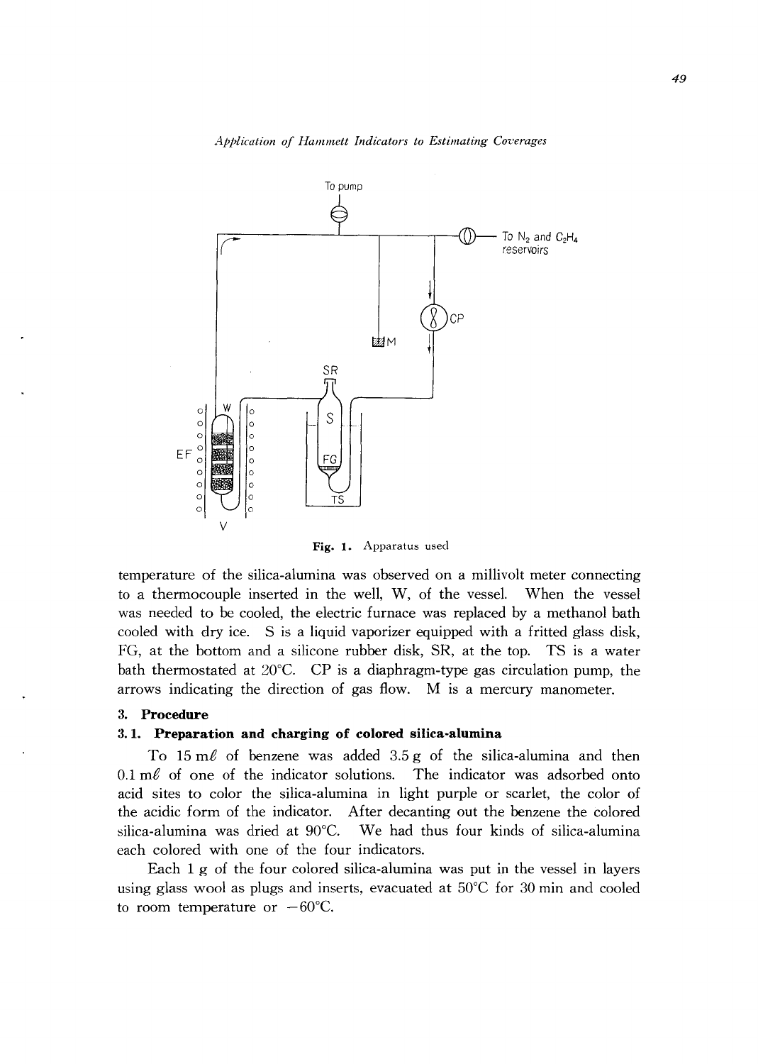Fig. 1. Apparatus used

temperature of the silica-alumina was observed on a millivolt meter connecting to a thermocouple inserted in the well, W, of the vessel. When the vessel was needed to be cooled, the electric furnace was replaced by a methanol bath cooled with dry ice. S is a liquid vaporizer equipped with a fritted glass disk, FG, at the bottom and a silicone rubber disk, SR, at the top. TS is a water bath thermostated at 20°C. CP is a diaphragm-type gas circulation pump, the arrows indicating the direction of gas flow. M is a mercury manometer.

## 3. Procedure

### 3.1. Preparation and charging of colored silica-alumina

To 15 mℓ of benzene was added 3.5 g of the silica-alumina and then 0.1 mℓ of one of the indicator solutions. The indicator was adsorbed onto acid sites to color the silica-alumina in light purple or scarlet, the color of the acidic form of the indicator. After decanting out the benzene the colored silica-alumina was dried at 90°C. We had thus four kinds of silica-alumina each colored with one of the four indicators.

Each 1 g of the four colored silica-alumina was put in the vessel in layers using glass wool as plugs and inserts, evacuated at 50°C for 30 min and cooled to room temperature or −60°C.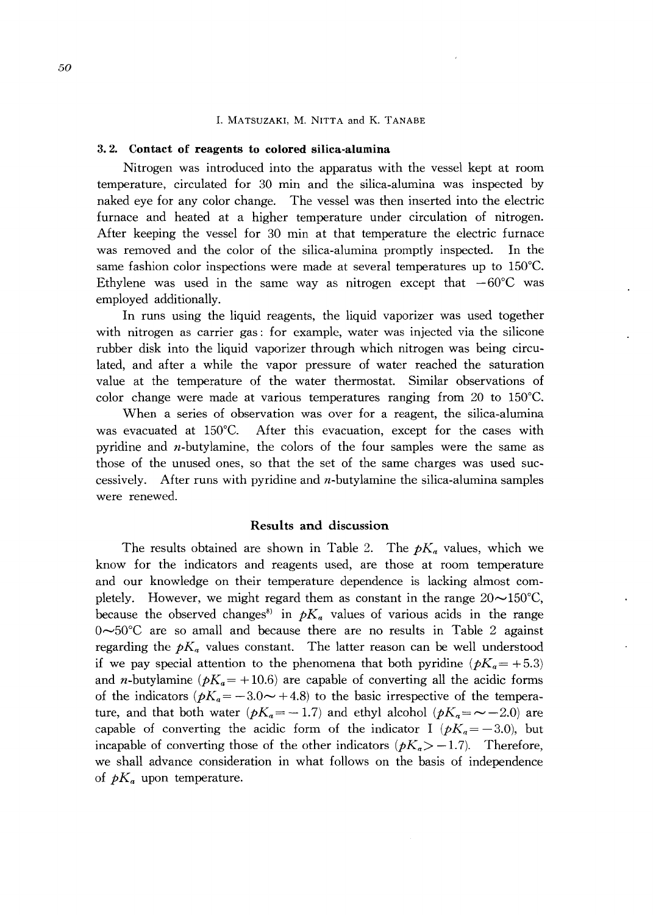### 3. 2. Contact of reagents to colored silica-alumina

Nitrogen was introduced into the apparatus with the vessel kept at room temperature, circulated for 30 min and the silica-alumina was inspected by naked eye for any color change. The vessel was then inserted into the electric furnace and heated at a higher temperature under circulation of nitrogen. After keeping the vessel for 30 min at that temperature the electric furnace was removed and the color of the silica-alumina promptly inspected. In the same fashion color inspections were made at several temperatures up to 150°C. Ethylene was used in the same way as nitrogen except that −60°C was employed additionally.

In runs using the liquid reagents, the liquid vaporizer was used together with nitrogen as carrier gas: for example, water was injected via the silicone rubber disk into the liquid vaporizer through which nitrogen was being circulated, and after a while the vapor pressure of water reached the saturation value at the temperature of the water thermostat. Similar observations of color change were made at various temperatures ranging from 20 to 150°C.

When a series of observation was over for a reagent, the silica-alumina was evacuated at 150°C. After this evacuation, except for the cases with pyridine and *n*-butylamine, the colors of the four samples were the same as those of the unused ones, so that the set of the same charges was used successively. After runs with pyridine and *n*-butylamine the silica-alumina samples were renewed.

## Results and discussion

The results obtained are shown in Table 2. The $pK_a$ values, which we know for the indicators and reagents used, are those at room temperature and our knowledge on their temperature dependence is lacking almost completely. However, we might regard them as constant in the range 20∼150°C, because the observed changes[8] in $pK_a$ values of various acids in the range 0∼50°C are so amall and because there are no results in Table 2 against regarding the $pK_a$ values constant. The latter reason can be well understood if we pay special attention to the phenomena that both pyridine ($pK_a = +5.3$) and *n*-butylamine ($pK_a = +10.6$) are capable of converting all the acidic forms of the indicators ($pK_a = -3.0 \sim +4.8$) to the basic irrespective of the temperature, and that both water ($pK_a = -1.7$) and ethyl alcohol ($pK_a = \sim -2.0$) are capable of converting the acidic form of the indicator I ($pK_a = -3.0$), but incapable of converting those of the other indicators ($pK_a > -1.7$). Therefore, we shall advance consideration in what follows on the basis of independence of $pK_a$ upon temperature.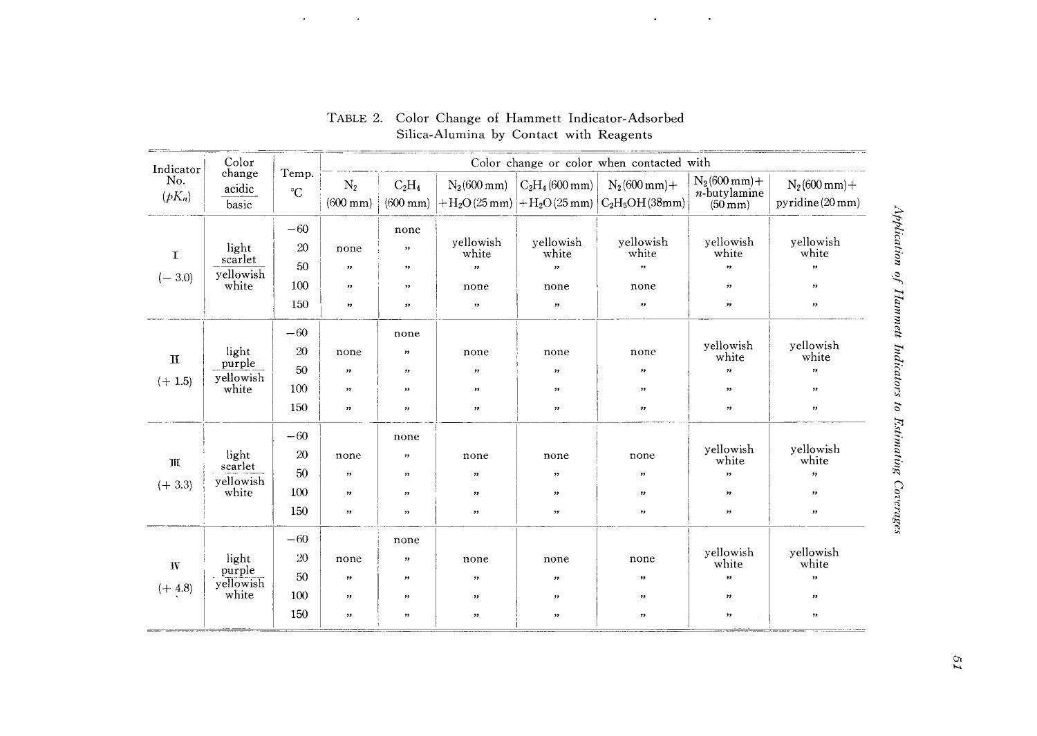TABLE 2. Color Change of Hammett Indicator-Adsorbed Silica-Alumina by Contact with Reagents

| Indicator No. ($pK_a$) | Color change acidic / basic | Temp. °C | Color change or color when contacted with | | | | | | |
|---|---|---|---|---|---|---|---|---|---|
| | | | $N_2$ (600 mm) | $C_2H_4$ (600 mm) | $N_2$(600 mm) + $H_2O$(25 mm) | $C_2H_4$(600 mm) + $H_2O$(25 mm) | $N_2$(600 mm)+ $C_2H_5OH$(38mm) | $N_2$(600 mm)+ $n$-butylamine (50 mm) | $N_2$(600 mm)+ pyridine(20 mm) |
| I (− 3.0) | light scarlet / yellowish white | −60 | | none | | | | | |
| | | 20 | none | " | yellowish white | yellowish white | yellowish white | yellowish white | yellowish white |
| | | 50 | " | " | " | " | " | " | " |
| | | 100 | " | " | none | none | none | " | " |
| | | 150 | " | " | " | " | " | " | " |
| II (+ 1.5) | light purple / yellowish white | −60 | | none | | | | | |
| | | 20 | none | " | none | none | none | yellowish white | yellowish white |
| | | 50 | " | " | " | " | " | " | " |
| | | 100 | " | " | " | " | " | " | " |
| | | 150 | " | " | " | " | " | " | " |
| III (+ 3.3) | light scarlet / yellowish white | −60 | | none | | | | | |
| | | 20 | none | " | none | none | none | yellowish white | yellowish white |
| | | 50 | " | " | " | " | " | " | " |
| | | 100 | " | " | " | " | " | " | " |
| | | 150 | " | " | " | " | " | " | " |
| IV (+ 4.8) | light purple / yellowish white | −60 | | none | | | | | |
| | | 20 | none | " | none | none | none | yellowish white | yellowish white |
| | | 50 | " | " | " | " | " | " | " |
| | | 100 | " | " | " | " | " | " | " |
| | | 150 | " | " | " | " | " | " | " |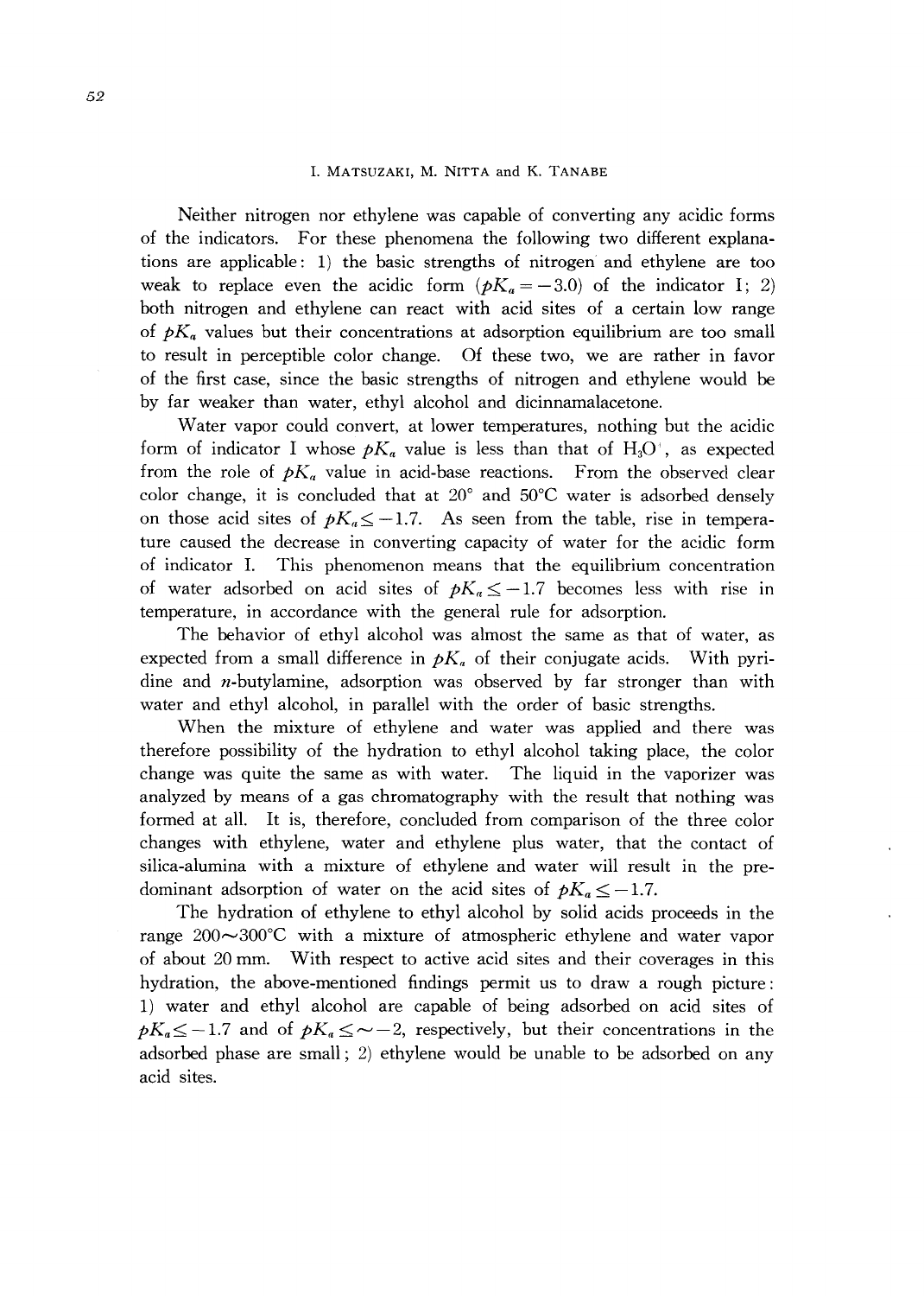Neither nitrogen nor ethylene was capable of converting any acidic forms of the indicators. For these phenomena the following two different explanations are applicable: 1) the basic strengths of nitrogen and ethylene are too weak to replace even the acidic form ($pK_a = -3.0$) of the indicator I; 2) both nitrogen and ethylene can react with acid sites of a certain low range of $pK_a$ values but their concentrations at adsorption equilibrium are too small to result in perceptible color change. Of these two, we are rather in favor of the first case, since the basic strengths of nitrogen and ethylene would be by far weaker than water, ethyl alcohol and dicinnamalacetone.

Water vapor could convert, at lower temperatures, nothing but the acidic form of indicator I whose $pK_a$ value is less than that of $H_3O^+$, as expected from the role of $pK_a$ value in acid-base reactions. From the observed clear color change, it is concluded that at 20° and 50°C water is adsorbed densely on those acid sites of $pK_a \leq -1.7$. As seen from the table, rise in temperature caused the decrease in converting capacity of water for the acidic form of indicator I. This phenomenon means that the equilibrium concentration of water adsorbed on acid sites of $pK_a \leq -1.7$ becomes less with rise in temperature, in accordance with the general rule for adsorption.

The behavior of ethyl alcohol was almost the same as that of water, as expected from a small difference in $pK_a$ of their conjugate acids. With pyridine and *n*-butylamine, adsorption was observed by far stronger than with water and ethyl alcohol, in parallel with the order of basic strengths.

When the mixture of ethylene and water was applied and there was therefore possibility of the hydration to ethyl alcohol taking place, the color change was quite the same as with water. The liquid in the vaporizer was analyzed by means of a gas chromatography with the result that nothing was formed at all. It is, therefore, concluded from comparison of the three color changes with ethylene, water and ethylene plus water, that the contact of silica-alumina with a mixture of ethylene and water will result in the predominant adsorption of water on the acid sites of $pK_a \leq -1.7$.

The hydration of ethylene to ethyl alcohol by solid acids proceeds in the range 200~300°C with a mixture of atmospheric ethylene and water vapor of about 20 mm. With respect to active acid sites and their coverages in this hydration, the above-mentioned findings permit us to draw a rough picture: 1) water and ethyl alcohol are capable of being adsorbed on acid sites of $pK_a \leq -1.7$ and of $pK_a \leq \sim -2$, respectively, but their concentrations in the adsorbed phase are small; 2) ethylene would be unable to be adsorbed on any acid sites.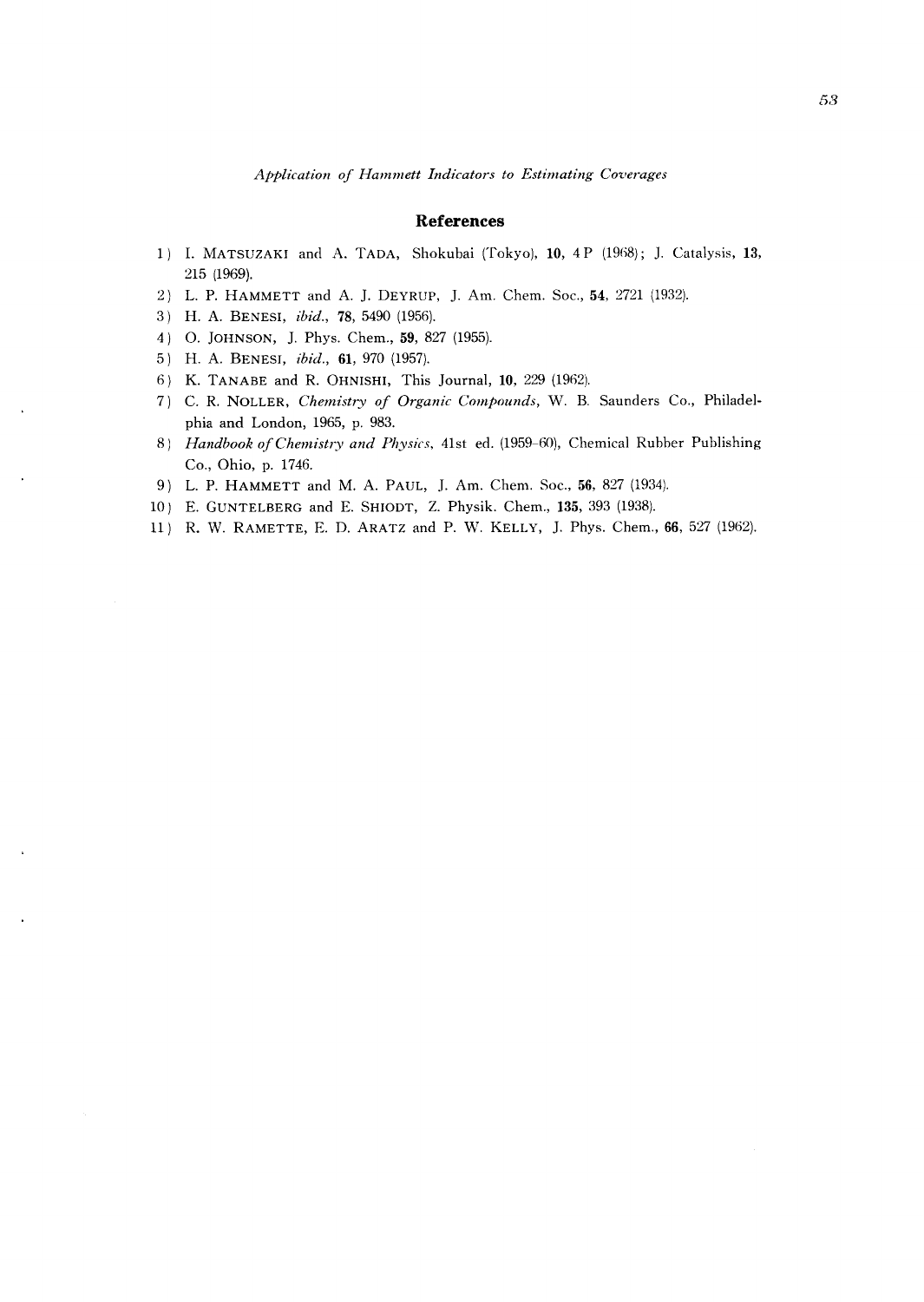## References

1) I. MATSUZAKI and A. TADA, Shokubai (Tokyo), **10**, 4 P (1968); J. Catalysis, **13**, 215 (1969).
2) L. P. HAMMETT and A. J. DEYRUP, J. Am. Chem. Soc., **54**, 2721 (1932).
3) H. A. BENESI, *ibid.*, **78**, 5490 (1956).
4) O. JOHNSON, J. Phys. Chem., **59**, 827 (1955).
5) H. A. BENESI, *ibid.*, **61**, 970 (1957).
6) K. TANABE and R. OHNISHI, This Journal, **10**, 229 (1962).
7) C. R. NOLLER, *Chemistry of Organic Compounds*, W. B. Saunders Co., Philadelphia and London, 1965, p. 983.
8) *Handbook of Chemistry and Physics*, 41st ed. (1959–60), Chemical Rubber Publishing Co., Ohio, p. 1746.
9) L. P. HAMMETT and M. A. PAUL, J. Am. Chem. Soc., **56**, 827 (1934).
10) E. GUNTELBERG and E. SHIODT, Z. Physik. Chem., **135**, 393 (1938).
11) R. W. RAMETTE, E. D. ARATZ and P. W. KELLY, J. Phys. Chem., **66**, 527 (1962).